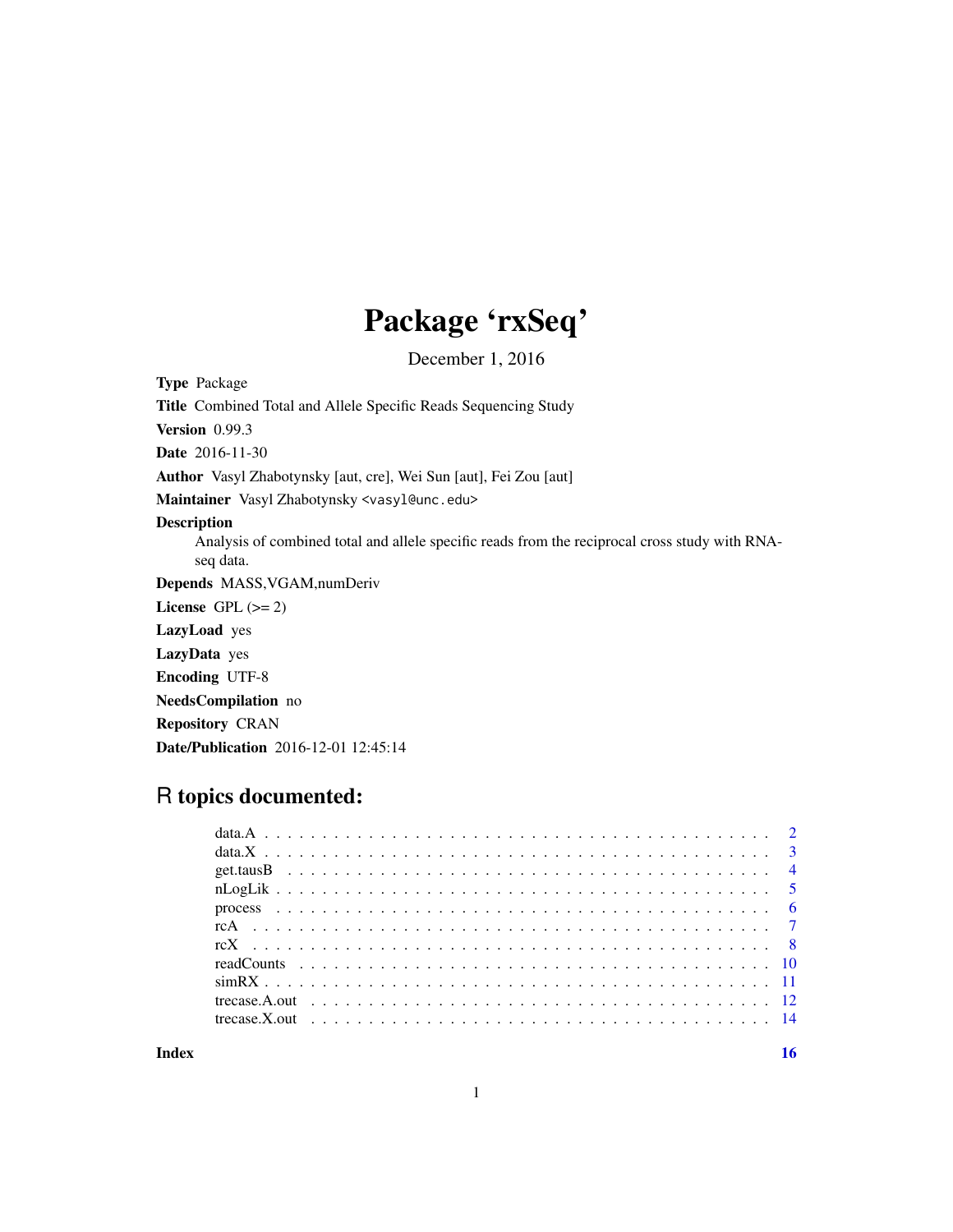# Package 'rxSeq'

December 1, 2016

**Type** Package

**Title** Combined Total and Allele Specific Reads Sequencing Study

**Version** 0.99.3

**Date** 2016-11-30

**Author** Vasyl Zhabotynsky [aut, cre], Wei Sun [aut], Fei Zou [aut]

**Maintainer** Vasyl Zhabotynsky <vasyl@unc.edu>

**Description**
Analysis of combined total and allele specific reads from the reciprocal cross study with RNA-seq data.

**Depends** MASS,VGAM,numDeriv

**License** GPL (>= 2)

**LazyLoad** yes

**LazyData** yes

**Encoding** UTF-8

**NeedsCompilation** no

**Repository** CRAN

**Date/Publication** 2016-12-01 12:45:14

## R topics documented:

| | |
|---|---|
| data.A | 2 |
| data.X | 3 |
| get.tausB | 4 |
| nLogLik | 5 |
| process | 6 |
| rcA | 7 |
| rcX | 8 |
| readCounts | 10 |
| simRX | 11 |
| trecase.A.out | 12 |
| trecase.X.out | 14 |
| **Index** | **16** |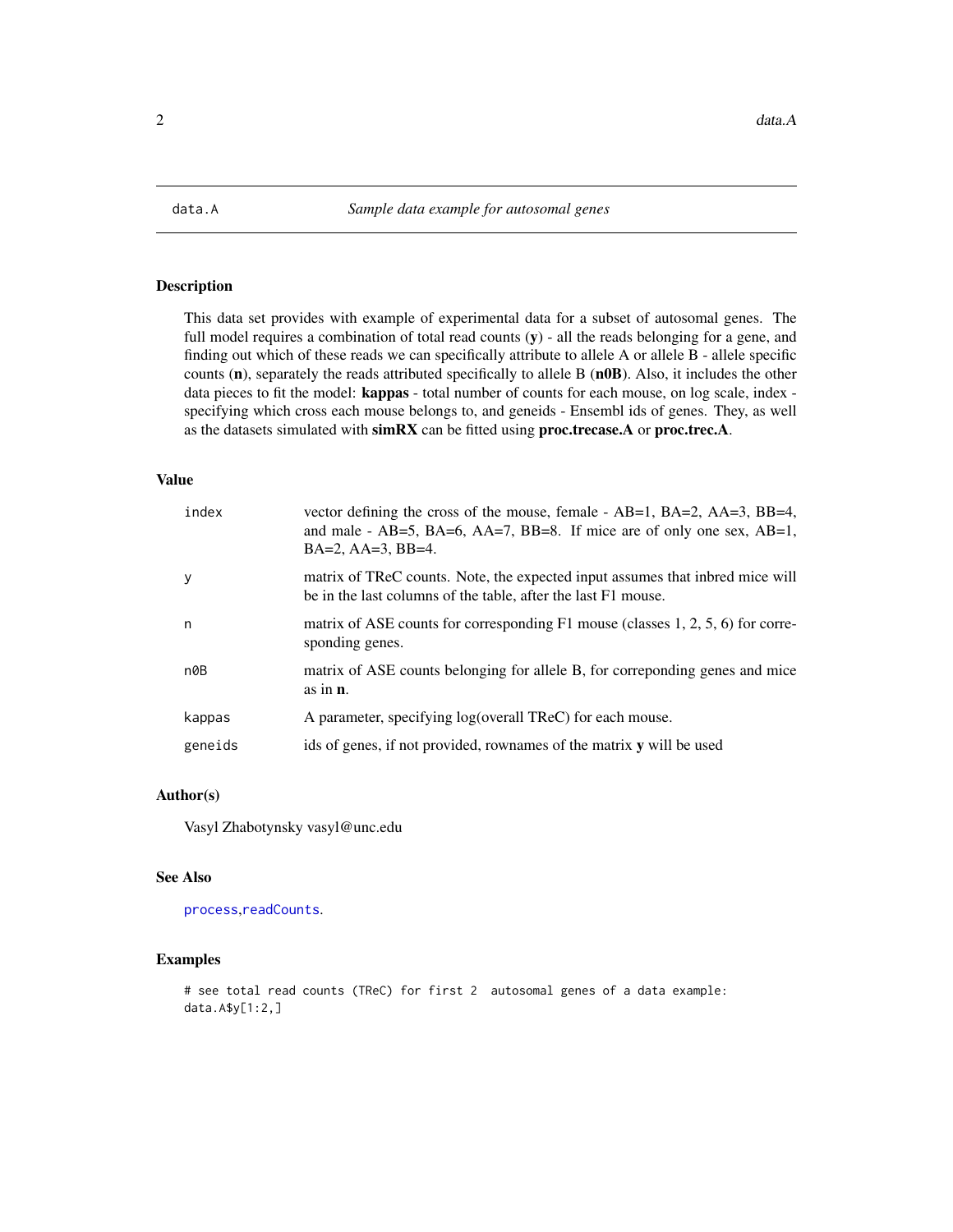# data.A *Sample data example for autosomal genes*

## Description

This data set provides with example of experimental data for a subset of autosomal genes. The full model requires a combination of total read counts (**y**) - all the reads belonging for a gene, and finding out which of these reads we can specifically attribute to allele A or allele B - allele specific counts (**n**), separately the reads attributed specifically to allele B (**n0B**). Also, it includes the other data pieces to fit the model: **kappas** - total number of counts for each mouse, on log scale, index - specifying which cross each mouse belongs to, and geneids - Ensembl ids of genes. They, as well as the datasets simulated with **simRX** can be fitted using **proc.trecase.A** or **proc.trec.A**.

## Value

| | |
|---|---|
| `index` | vector defining the cross of the mouse, female - AB=1, BA=2, AA=3, BB=4, and male - AB=5, BA=6, AA=7, BB=8. If mice are of only one sex, AB=1, BA=2, AA=3, BB=4. |
| `y` | matrix of TReC counts. Note, the expected input assumes that inbred mice will be in the last columns of the table, after the last F1 mouse. |
| `n` | matrix of ASE counts for corresponding F1 mouse (classes 1, 2, 5, 6) for corresponding genes. |
| `n0B` | matrix of ASE counts belonging for allele B, for correponding genes and mice as in **n**. |
| `kappas` | A parameter, specifying log(overall TReC) for each mouse. |
| `geneids` | ids of genes, if not provided, rownames of the matrix **y** will be used |

## Author(s)

Vasyl Zhabotynsky vasyl@unc.edu

## See Also

`process`, `readCounts`.

## Examples

```
# see total read counts (TReC) for first 2  autosomal genes of a data example:
data.A$y[1:2,]
```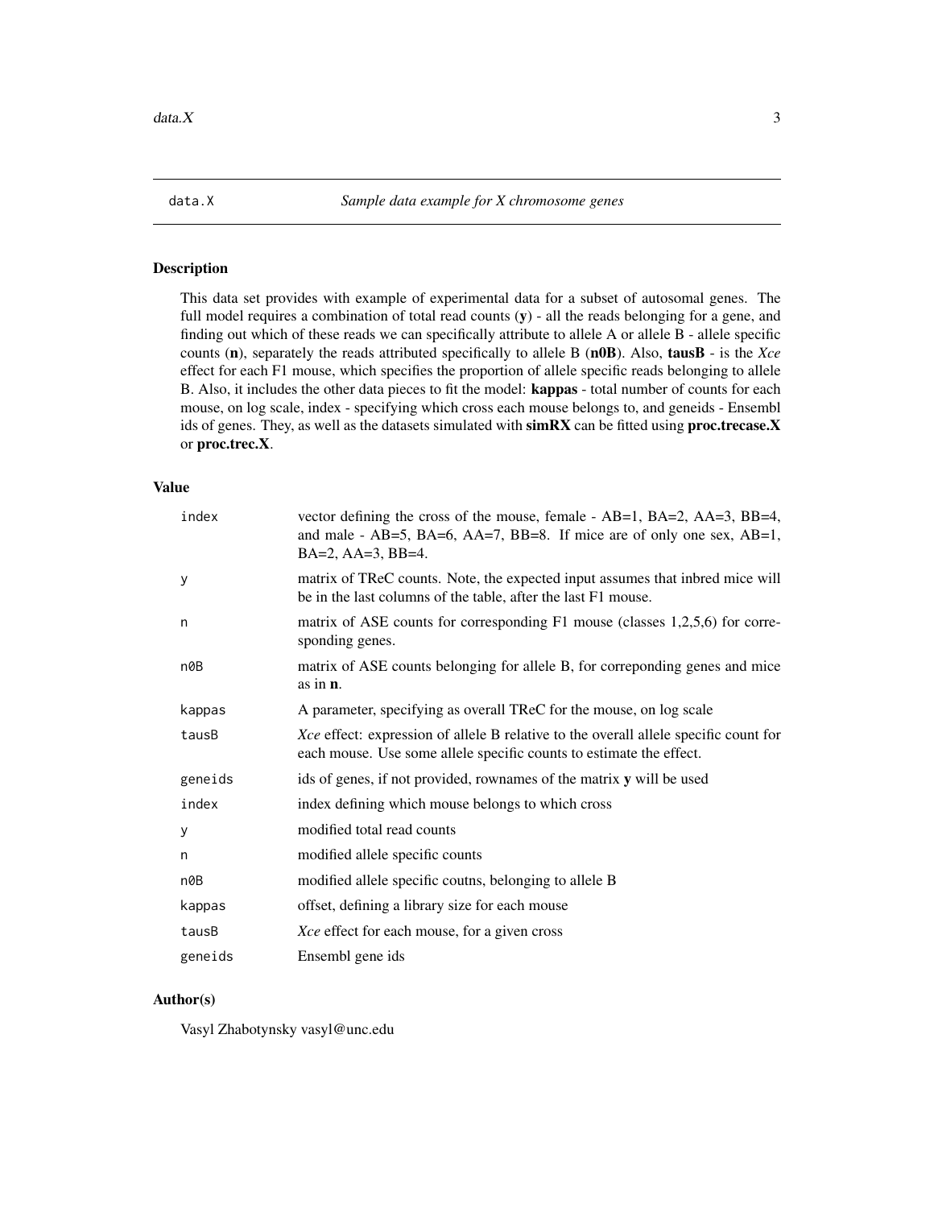data.X *Sample data example for X chromosome genes*

## Description

This data set provides with example of experimental data for a subset of autosomal genes. The full model requires a combination of total read counts (**y**) - all the reads belonging for a gene, and finding out which of these reads we can specifically attribute to allele A or allele B - allele specific counts (**n**), separately the reads attributed specifically to allele B (**n0B**). Also, **tausB** - is the *Xce* effect for each F1 mouse, which specifies the proportion of allele specific reads belonging to allele B. Also, it includes the other data pieces to fit the model: **kappas** - total number of counts for each mouse, on log scale, index - specifying which cross each mouse belongs to, and geneids - Ensembl ids of genes. They, as well as the datasets simulated with **simRX** can be fitted using **proc.trecase.X** or **proc.trec.X**.

## Value

| | |
|---|---|
| `index` | vector defining the cross of the mouse, female - AB=1, BA=2, AA=3, BB=4, and male - AB=5, BA=6, AA=7, BB=8. If mice are of only one sex, AB=1, BA=2, AA=3, BB=4. |
| `y` | matrix of TReC counts. Note, the expected input assumes that inbred mice will be in the last columns of the table, after the last F1 mouse. |
| `n` | matrix of ASE counts for corresponding F1 mouse (classes 1,2,5,6) for corresponding genes. |
| `n0B` | matrix of ASE counts belonging for allele B, for correponding genes and mice as in **n**. |
| `kappas` | A parameter, specifying as overall TReC for the mouse, on log scale |
| `tausB` | *Xce* effect: expression of allele B relative to the overall allele specific count for each mouse. Use some allele specific counts to estimate the effect. |
| `geneids` | ids of genes, if not provided, rownames of the matrix **y** will be used |
| `index` | index defining which mouse belongs to which cross |
| `y` | modified total read counts |
| `n` | modified allele specific counts |
| `n0B` | modified allele specific coutns, belonging to allele B |
| `kappas` | offset, defining a library size for each mouse |
| `tausB` | *Xce* effect for each mouse, for a given cross |
| `geneids` | Ensembl gene ids |

## Author(s)

Vasyl Zhabotynsky vasyl@unc.edu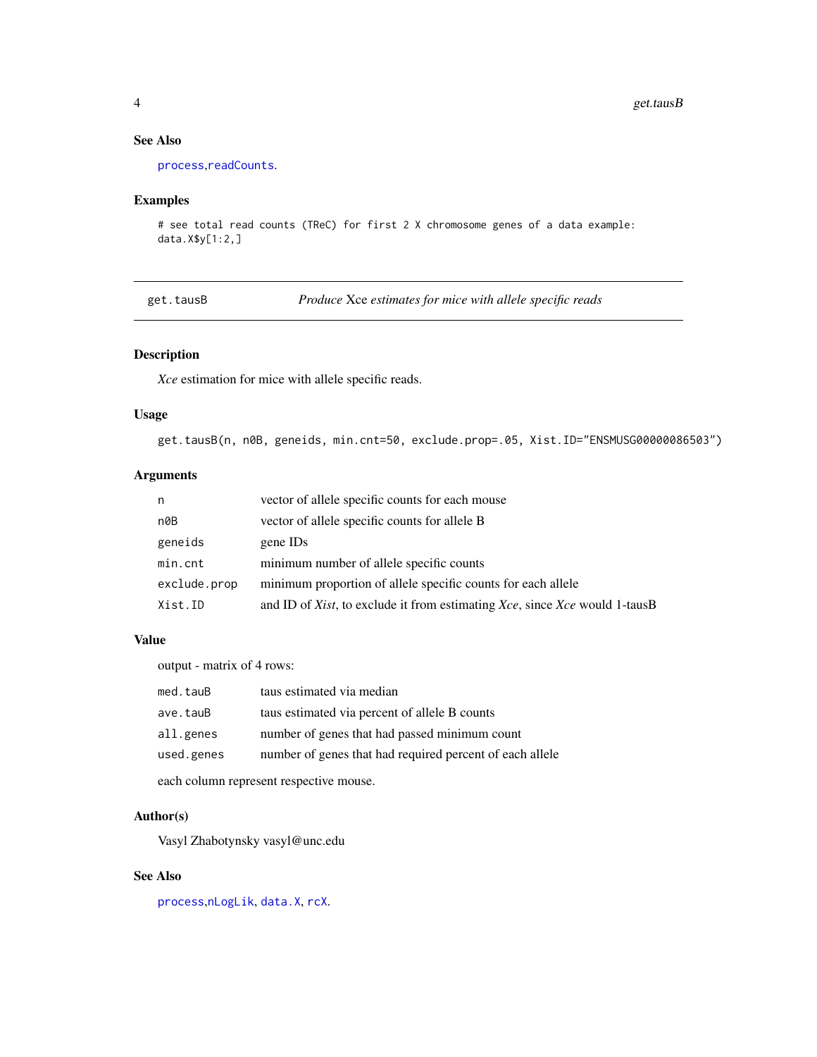## See Also

process,readCounts.

## Examples

```
# see total read counts (TReC) for first 2 X chromosome genes of a data example:
data.X$y[1:2,]
```

---

# get.tausB — *Produce* Xce *estimates for mice with allele specific reads*

## Description

*Xce* estimation for mice with allele specific reads.

## Usage

```
get.tausB(n, n0B, geneids, min.cnt=50, exclude.prop=.05, Xist.ID="ENSMUSG00000086503")
```

## Arguments

| | |
|---|---|
| n | vector of allele specific counts for each mouse |
| n0B | vector of allele specific counts for allele B |
| geneids | gene IDs |
| min.cnt | minimum number of allele specific counts |
| exclude.prop | minimum proportion of allele specific counts for each allele |
| Xist.ID | and ID of *Xist*, to exclude it from estimating *Xce*, since *Xce* would 1-tausB |

## Value

output - matrix of 4 rows:

| | |
|---|---|
| med.tauB | taus estimated via median |
| ave.tauB | taus estimated via percent of allele B counts |
| all.genes | number of genes that had passed minimum count |
| used.genes | number of genes that had required percent of each allele |

each column represent respective mouse.

## Author(s)

Vasyl Zhabotynsky vasyl@unc.edu

## See Also

process,nLogLik, data.X, rcX.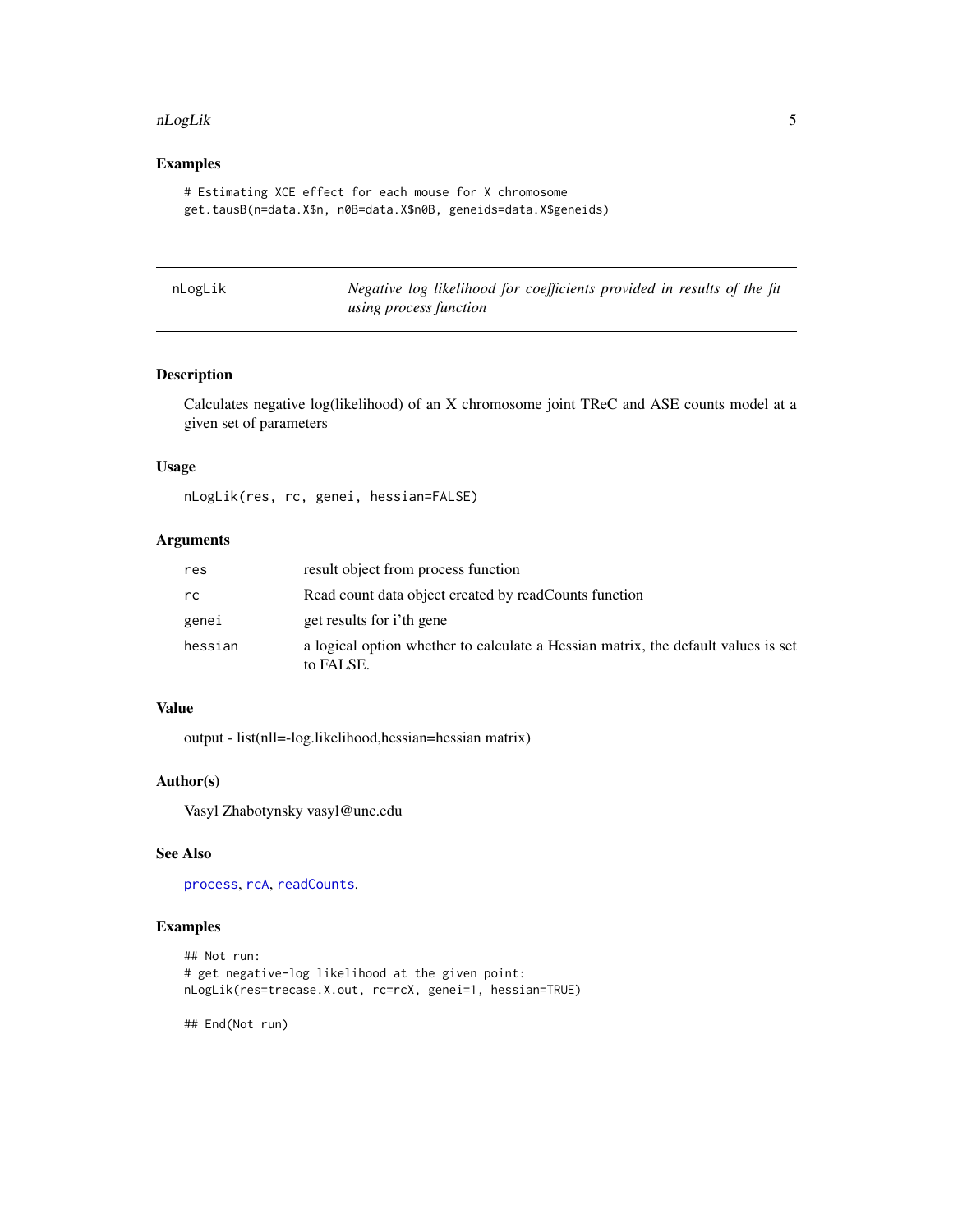## Examples

```
# Estimating XCE effect for each mouse for X chromosome
get.tausB(n=data.X$n, n0B=data.X$n0B, geneids=data.X$geneids)
```

---

# nLogLik — *Negative log likelihood for coefficients provided in results of the fit using process function*

---

## Description

Calculates negative log(likelihood) of an X chromosome joint TReC and ASE counts model at a given set of parameters

## Usage

```
nLogLik(res, rc, genei, hessian=FALSE)
```

## Arguments

| | |
|---|---|
| `res` | result object from process function |
| `rc` | Read count data object created by readCounts function |
| `genei` | get results for i'th gene |
| `hessian` | a logical option whether to calculate a Hessian matrix, the default values is set to FALSE. |

## Value

output - list(nll=-log.likelihood,hessian=hessian matrix)

## Author(s)

Vasyl Zhabotynsky vasyl@unc.edu

## See Also

`process`, `rcA`, `readCounts`.

## Examples

```
## Not run:
# get negative-log likelihood at the given point:
nLogLik(res=trecase.X.out, rc=rcX, genei=1, hessian=TRUE)

## End(Not run)
```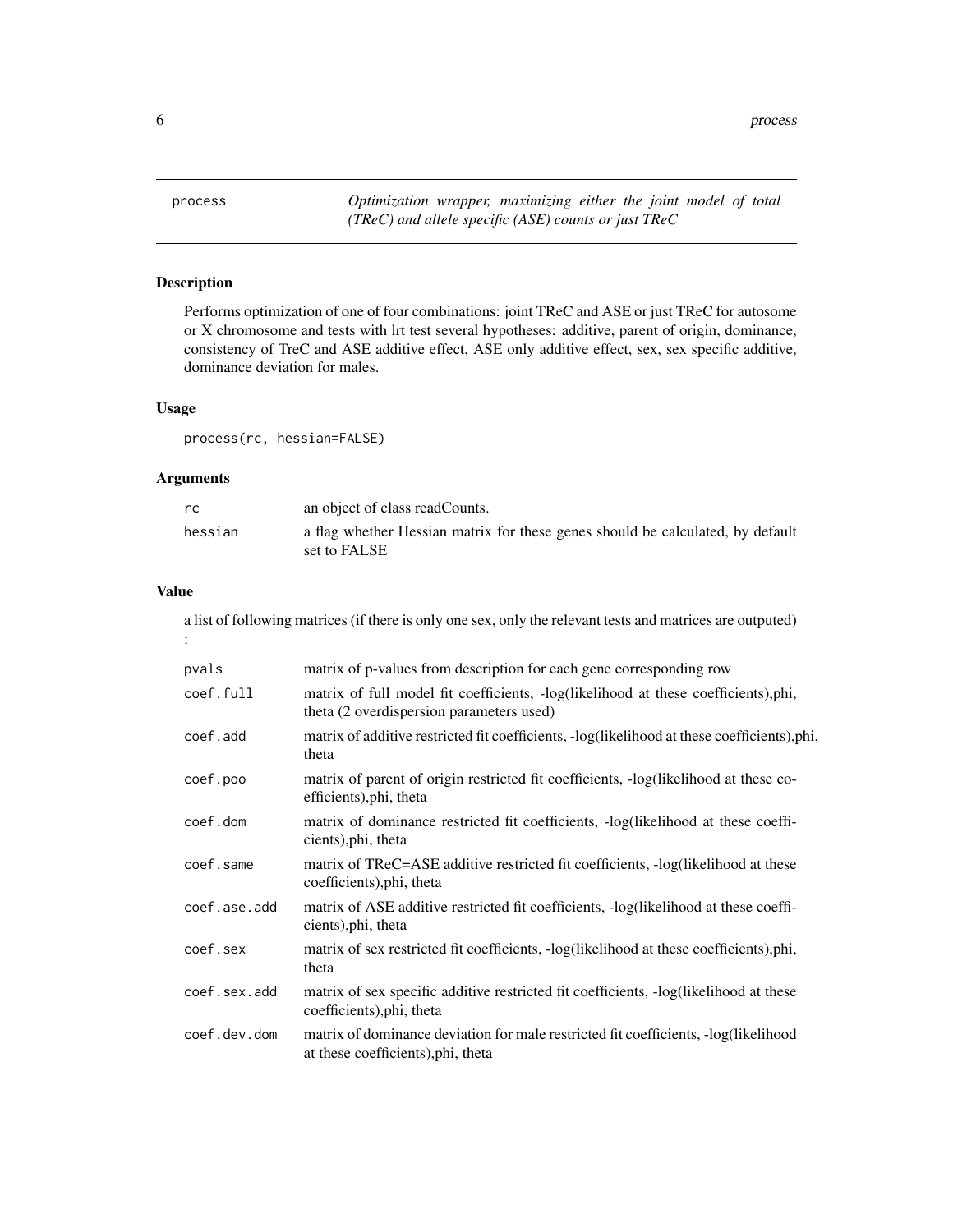process — *Optimization wrapper, maximizing either the joint model of total (TReC) and allele specific (ASE) counts or just TReC*

## Description

Performs optimization of one of four combinations: joint TReC and ASE or just TReC for autosome or X chromosome and tests with lrt test several hypotheses: additive, parent of origin, dominance, consistency of TreC and ASE additive effect, ASE only additive effect, sex, sex specific additive, dominance deviation for males.

## Usage

```
process(rc, hessian=FALSE)
```

## Arguments

| | |
|---|---|
| rc | an object of class readCounts. |
| hessian | a flag whether Hessian matrix for these genes should be calculated, by default set to FALSE |

## Value

a list of following matrices (if there is only one sex, only the relevant tests and matrices are outputed) :

| | |
|---|---|
| pvals | matrix of p-values from description for each gene corresponding row |
| coef.full | matrix of full model fit coefficients, -log(likelihood at these coefficients),phi, theta (2 overdispersion parameters used) |
| coef.add | matrix of additive restricted fit coefficients, -log(likelihood at these coefficients),phi, theta |
| coef.poo | matrix of parent of origin restricted fit coefficients, -log(likelihood at these coefficients),phi, theta |
| coef.dom | matrix of dominance restricted fit coefficients, -log(likelihood at these coefficients),phi, theta |
| coef.same | matrix of TReC=ASE additive restricted fit coefficients, -log(likelihood at these coefficients),phi, theta |
| coef.ase.add | matrix of ASE additive restricted fit coefficients, -log(likelihood at these coefficients),phi, theta |
| coef.sex | matrix of sex restricted fit coefficients, -log(likelihood at these coefficients),phi, theta |
| coef.sex.add | matrix of sex specific additive restricted fit coefficients, -log(likelihood at these coefficients),phi, theta |
| coef.dev.dom | matrix of dominance deviation for male restricted fit coefficients, -log(likelihood at these coefficients),phi, theta |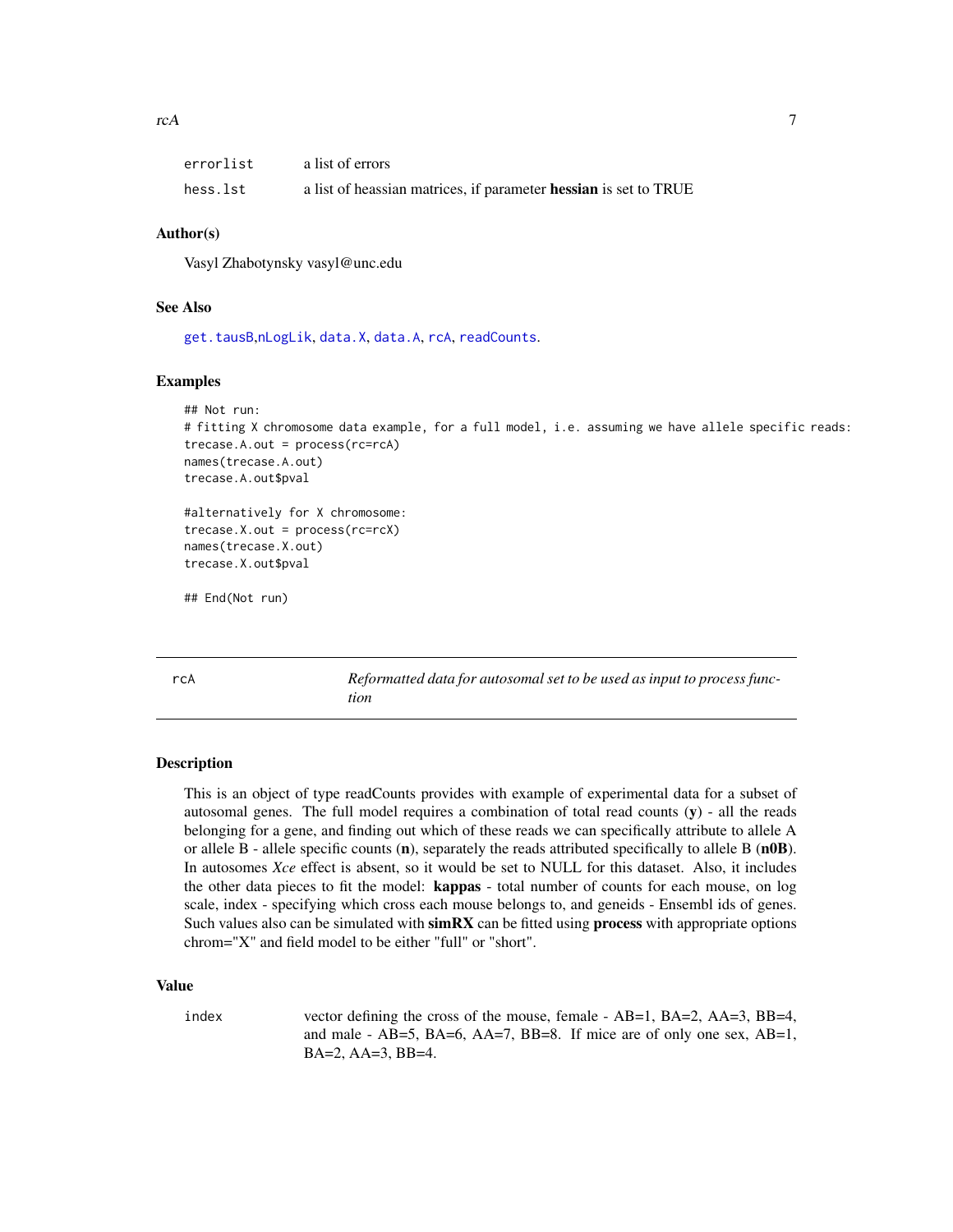| | |
|---|---|
| errorlist | a list of errors |
| hess.lst | a list of heassian matrices, if parameter **hessian** is set to TRUE |

### Author(s)

Vasyl Zhabotynsky vasyl@unc.edu

### See Also

get.tausB,nLogLik, data.X, data.A, rcA, readCounts.

### Examples

```
## Not run:
# fitting X chromosome data example, for a full model, i.e. assuming we have allele specific reads:
trecase.A.out = process(rc=rcA)
names(trecase.A.out)
trecase.A.out$pval

#alternatively for X chromosome:
trecase.X.out = process(rc=rcX)
names(trecase.X.out)
trecase.X.out$pval

## End(Not run)
```

## rcA — *Reformatted data for autosomal set to be used as input to process function*

### Description

This is an object of type readCounts provides with example of experimental data for a subset of autosomal genes. The full model requires a combination of total read counts (**y**) - all the reads belonging for a gene, and finding out which of these reads we can specifically attribute to allele A or allele B - allele specific counts (**n**), separately the reads attributed specifically to allele B (**n0B**). In autosomes *Xce* effect is absent, so it would be set to NULL for this dataset. Also, it includes the other data pieces to fit the model: **kappas** - total number of counts for each mouse, on log scale, index - specifying which cross each mouse belongs to, and geneids - Ensembl ids of genes. Such values also can be simulated with **simRX** can be fitted using **process** with appropriate options chrom="X" and field model to be either "full" or "short".

### Value

| | |
|---|---|
| index | vector defining the cross of the mouse, female - AB=1, BA=2, AA=3, BB=4, and male - AB=5, BA=6, AA=7, BB=8. If mice are of only one sex, AB=1, BA=2, AA=3, BB=4. |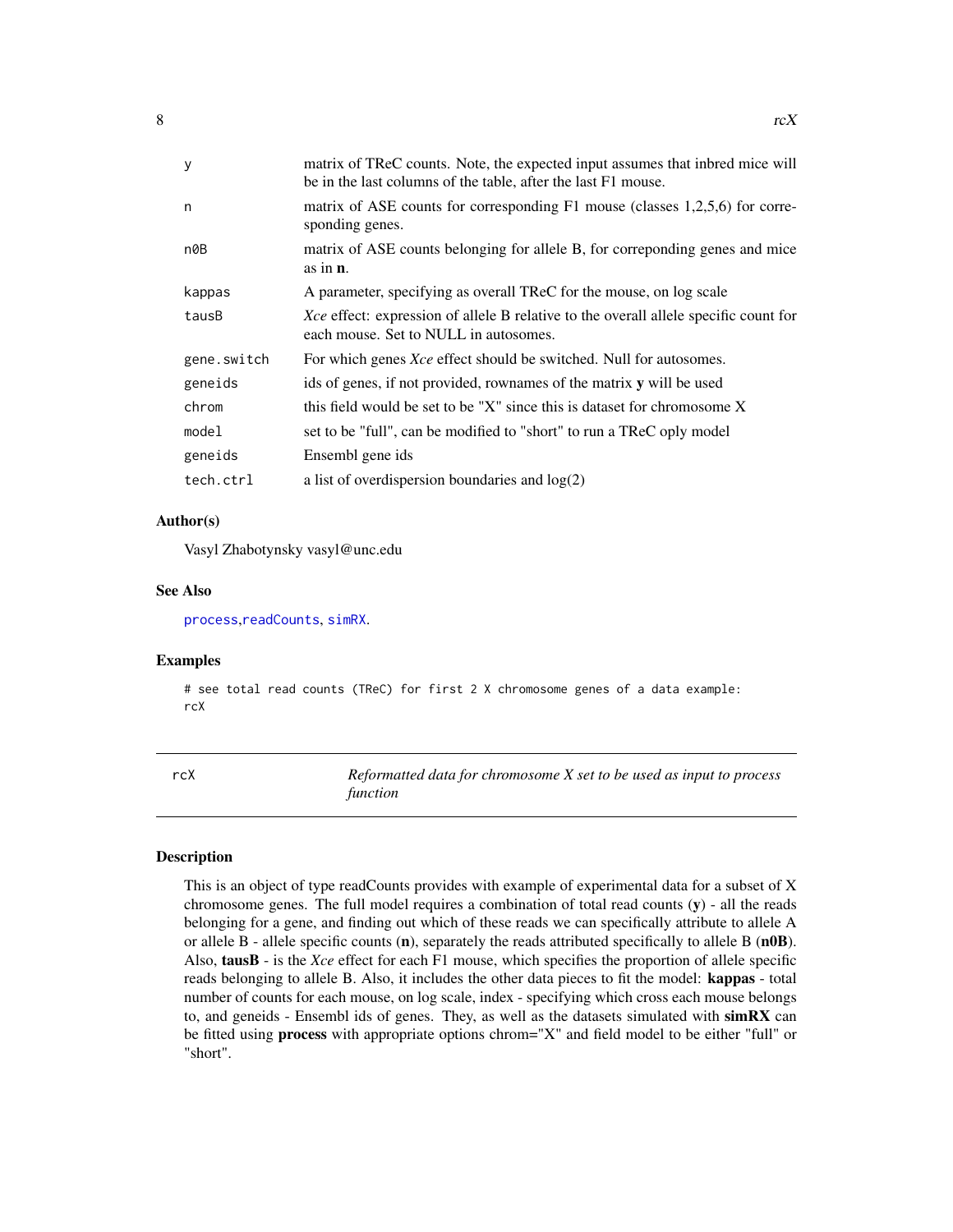| | |
|---|---|
| `y` | matrix of TReC counts. Note, the expected input assumes that inbred mice will be in the last columns of the table, after the last F1 mouse. |
| `n` | matrix of ASE counts for corresponding F1 mouse (classes 1,2,5,6) for corresponding genes. |
| `n0B` | matrix of ASE counts belonging for allele B, for correponding genes and mice as in **n**. |
| `kappas` | A parameter, specifying as overall TReC for the mouse, on log scale |
| `tausB` | *Xce* effect: expression of allele B relative to the overall allele specific count for each mouse. Set to NULL in autosomes. |
| `gene.switch` | For which genes *Xce* effect should be switched. Null for autosomes. |
| `geneids` | ids of genes, if not provided, rownames of the matrix **y** will be used |
| `chrom` | this field would be set to be "X" since this is dataset for chromosome X |
| `model` | set to be "full", can be modified to "short" to run a TReC oply model |
| `geneids` | Ensembl gene ids |
| `tech.ctrl` | a list of overdispersion boundaries and log(2) |

### Author(s)

Vasyl Zhabotynsky vasyl@unc.edu

### See Also

process,readCounts, simRX.

### Examples

```
# see total read counts (TReC) for first 2 X chromosome genes of a data example:
rcX
```

---

## rcX — *Reformatted data for chromosome X set to be used as input to process function*

### Description

This is an object of type readCounts provides with example of experimental data for a subset of X chromosome genes. The full model requires a combination of total read counts (**y**) - all the reads belonging for a gene, and finding out which of these reads we can specifically attribute to allele A or allele B - allele specific counts (**n**), separately the reads attributed specifically to allele B (**n0B**). Also, **tausB** - is the *Xce* effect for each F1 mouse, which specifies the proportion of allele specific reads belonging to allele B. Also, it includes the other data pieces to fit the model: **kappas** - total number of counts for each mouse, on log scale, index - specifying which cross each mouse belongs to, and geneids - Ensembl ids of genes. They, as well as the datasets simulated with **simRX** can be fitted using **process** with appropriate options chrom="X" and field model to be either "full" or "short".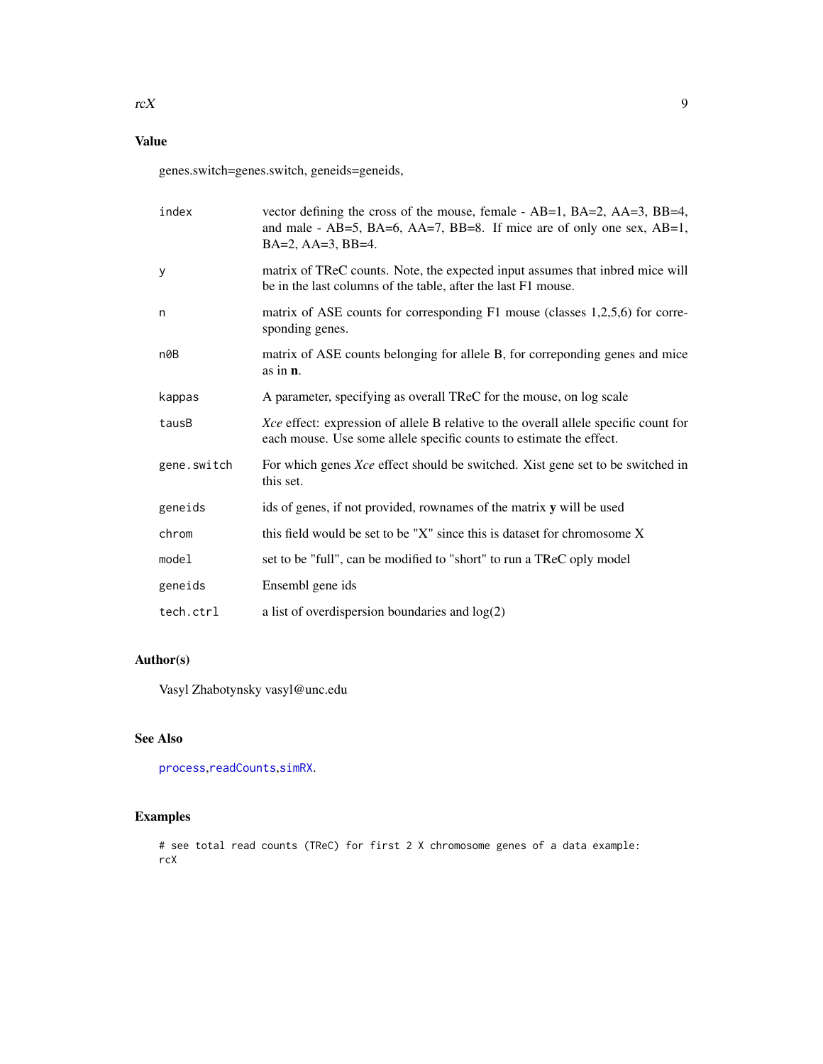## Value

genes.switch=genes.switch, geneids=geneids,

| | |
|---|---|
| `index` | vector defining the cross of the mouse, female - AB=1, BA=2, AA=3, BB=4, and male - AB=5, BA=6, AA=7, BB=8. If mice are of only one sex, AB=1, BA=2, AA=3, BB=4. |
| `y` | matrix of TReC counts. Note, the expected input assumes that inbred mice will be in the last columns of the table, after the last F1 mouse. |
| `n` | matrix of ASE counts for corresponding F1 mouse (classes 1,2,5,6) for corresponding genes. |
| `n0B` | matrix of ASE counts belonging for allele B, for correponding genes and mice as in **n**. |
| `kappas` | A parameter, specifying as overall TReC for the mouse, on log scale |
| `tausB` | *Xce* effect: expression of allele B relative to the overall allele specific count for each mouse. Use some allele specific counts to estimate the effect. |
| `gene.switch` | For which genes *Xce* effect should be switched. Xist gene set to be switched in this set. |
| `geneids` | ids of genes, if not provided, rownames of the matrix **y** will be used |
| `chrom` | this field would be set to be "X" since this is dataset for chromosome X |
| `model` | set to be "full", can be modified to "short" to run a TReC oply model |
| `geneids` | Ensembl gene ids |
| `tech.ctrl` | a list of overdispersion boundaries and log(2) |

## Author(s)

Vasyl Zhabotynsky vasyl@unc.edu

## See Also

process,readCounts,simRX.

## Examples

```
# see total read counts (TReC) for first 2 X chromosome genes of a data example:
rcX
```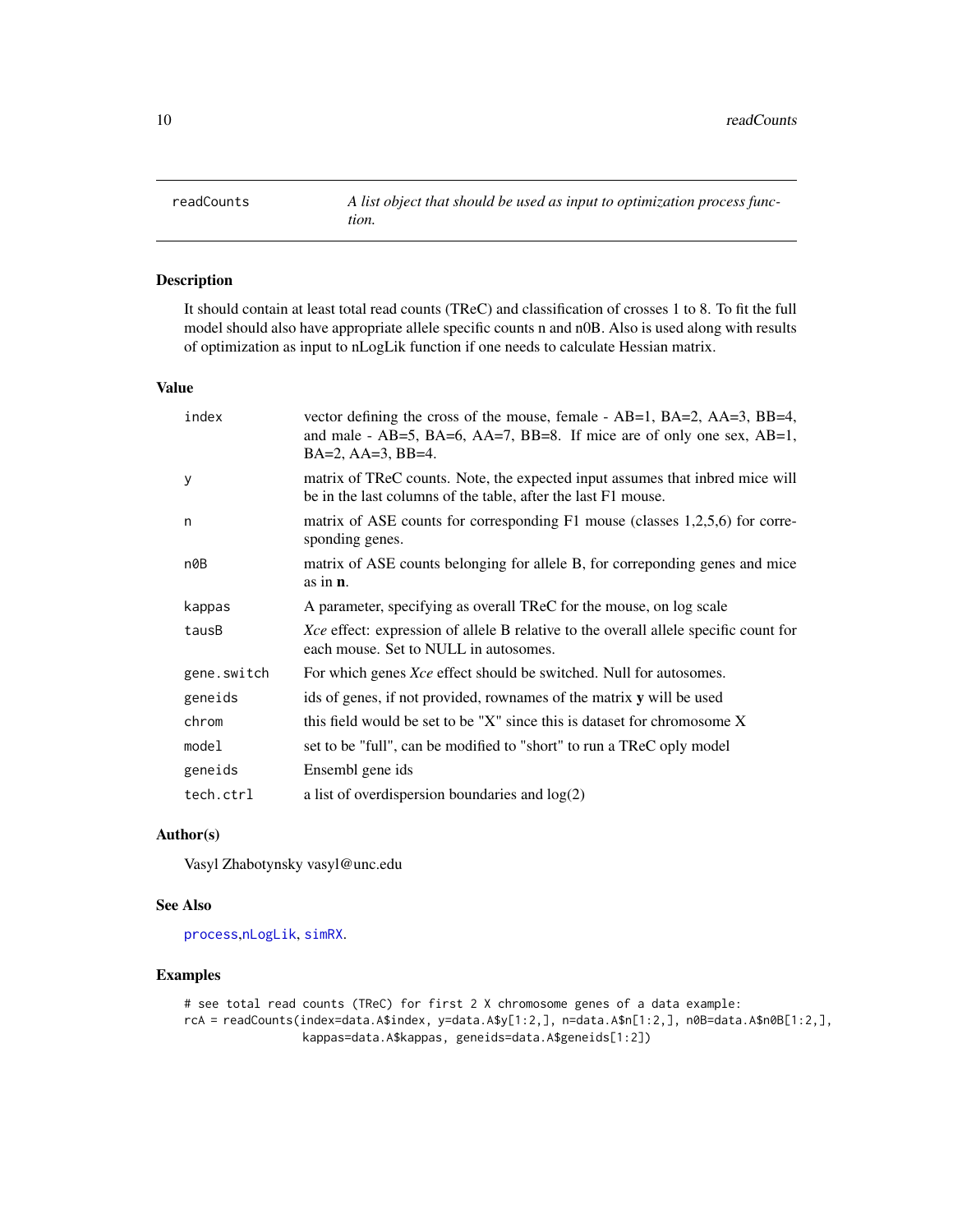# readCounts — *A list object that should be used as input to optimization process function.*

## Description

It should contain at least total read counts (TReC) and classification of crosses 1 to 8. To fit the full model should also have appropriate allele specific counts n and n0B. Also is used along with results of optimization as input to nLogLik function if one needs to calculate Hessian matrix.

## Value

| | |
|---|---|
| `index` | vector defining the cross of the mouse, female - AB=1, BA=2, AA=3, BB=4, and male - AB=5, BA=6, AA=7, BB=8. If mice are of only one sex, AB=1, BA=2, AA=3, BB=4. |
| `y` | matrix of TReC counts. Note, the expected input assumes that inbred mice will be in the last columns of the table, after the last F1 mouse. |
| `n` | matrix of ASE counts for corresponding F1 mouse (classes 1,2,5,6) for corresponding genes. |
| `n0B` | matrix of ASE counts belonging for allele B, for correponding genes and mice as in **n**. |
| `kappas` | A parameter, specifying as overall TReC for the mouse, on log scale |
| `tausB` | *Xce* effect: expression of allele B relative to the overall allele specific count for each mouse. Set to NULL in autosomes. |
| `gene.switch` | For which genes *Xce* effect should be switched. Null for autosomes. |
| `geneids` | ids of genes, if not provided, rownames of the matrix **y** will be used |
| `chrom` | this field would be set to be "X" since this is dataset for chromosome X |
| `model` | set to be "full", can be modified to "short" to run a TReC oply model |
| `geneids` | Ensembl gene ids |
| `tech.ctrl` | a list of overdispersion boundaries and log(2) |

## Author(s)

Vasyl Zhabotynsky vasyl@unc.edu

## See Also

process,nLogLik, simRX.

## Examples

```
# see total read counts (TReC) for first 2 X chromosome genes of a data example:
rcA = readCounts(index=data.A$index, y=data.A$y[1:2,], n=data.A$n[1:2,], n0B=data.A$n0B[1:2,],
                 kappas=data.A$kappas, geneids=data.A$geneids[1:2])
```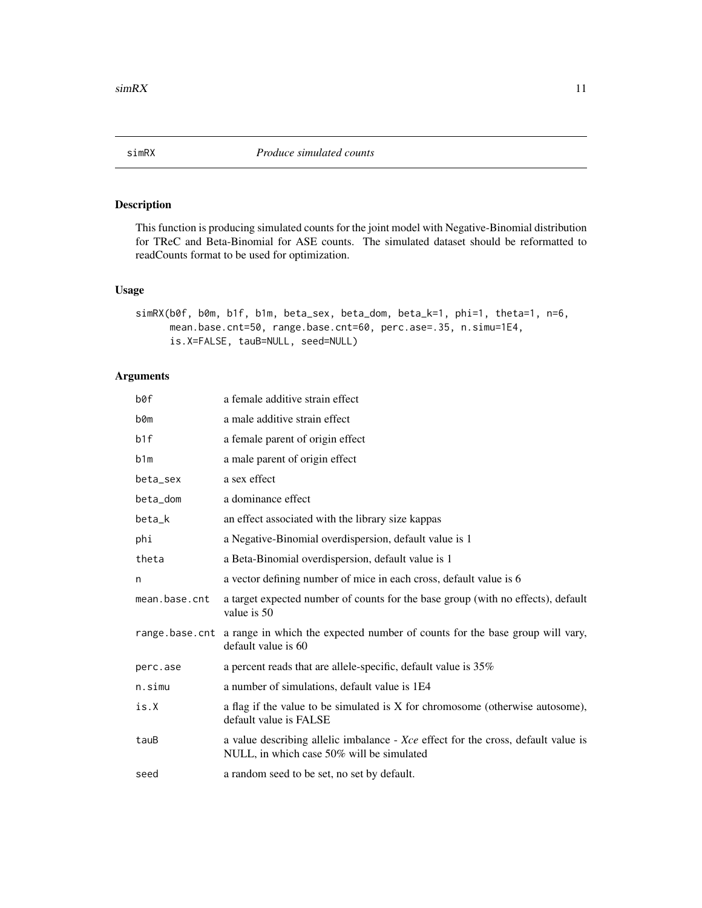# simRX *Produce simulated counts*

## Description

This function is producing simulated counts for the joint model with Negative-Binomial distribution for TReC and Beta-Binomial for ASE counts. The simulated dataset should be reformatted to readCounts format to be used for optimization.

## Usage

```
simRX(b0f, b0m, b1f, b1m, beta_sex, beta_dom, beta_k=1, phi=1, theta=1, n=6,
      mean.base.cnt=50, range.base.cnt=60, perc.ase=.35, n.simu=1E4,
      is.X=FALSE, tauB=NULL, seed=NULL)
```

## Arguments

| | |
|---|---|
| b0f | a female additive strain effect |
| b0m | a male additive strain effect |
| b1f | a female parent of origin effect |
| b1m | a male parent of origin effect |
| beta_sex | a sex effect |
| beta_dom | a dominance effect |
| beta_k | an effect associated with the library size kappas |
| phi | a Negative-Binomial overdispersion, default value is 1 |
| theta | a Beta-Binomial overdispersion, default value is 1 |
| n | a vector defining number of mice in each cross, default value is 6 |
| mean.base.cnt | a target expected number of counts for the base group (with no effects), default value is 50 |
| range.base.cnt | a range in which the expected number of counts for the base group will vary, default value is 60 |
| perc.ase | a percent reads that are allele-specific, default value is 35% |
| n.simu | a number of simulations, default value is 1E4 |
| is.X | a flag if the value to be simulated is X for chromosome (otherwise autosome), default value is FALSE |
| tauB | a value describing allelic imbalance - *Xce* effect for the cross, default value is NULL, in which case 50% will be simulated |
| seed | a random seed to be set, no set by default. |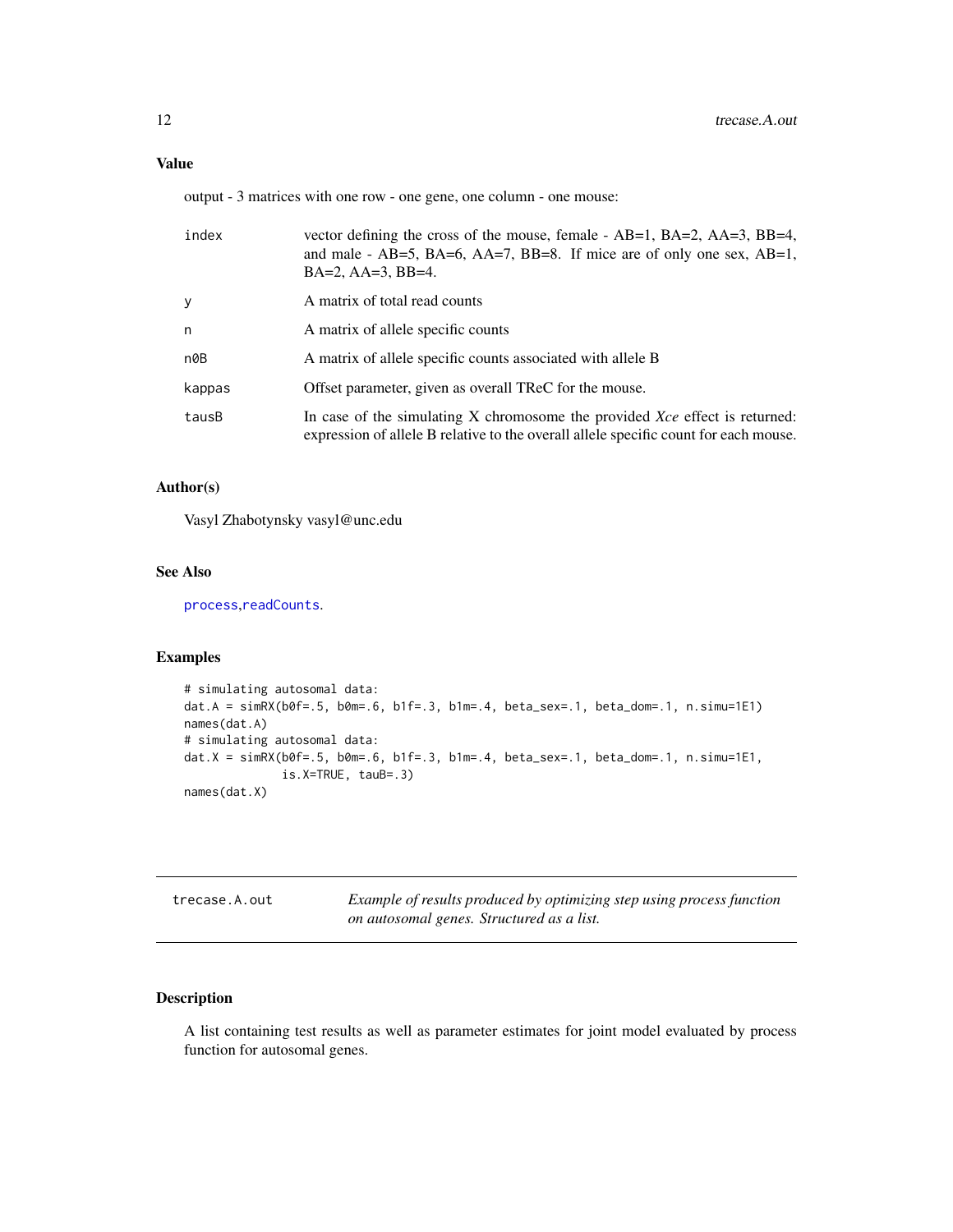## Value

output - 3 matrices with one row - one gene, one column - one mouse:

| | |
|---|---|
| index | vector defining the cross of the mouse, female - AB=1, BA=2, AA=3, BB=4, and male - AB=5, BA=6, AA=7, BB=8. If mice are of only one sex, AB=1, BA=2, AA=3, BB=4. |
| y | A matrix of total read counts |
| n | A matrix of allele specific counts |
| n0B | A matrix of allele specific counts associated with allele B |
| kappas | Offset parameter, given as overall TReC for the mouse. |
| tausB | In case of the simulating X chromosome the provided *Xce* effect is returned: expression of allele B relative to the overall allele specific count for each mouse. |

## Author(s)

Vasyl Zhabotynsky vasyl@unc.edu

## See Also

process,readCounts.

## Examples

```
# simulating autosomal data:
dat.A = simRX(b0f=.5, b0m=.6, b1f=.3, b1m=.4, beta_sex=.1, beta_dom=.1, n.simu=1E1)
names(dat.A)
# simulating autosomal data:
dat.X = simRX(b0f=.5, b0m=.6, b1f=.3, b1m=.4, beta_sex=.1, beta_dom=.1, n.simu=1E1,
              is.X=TRUE, tauB=.3)
names(dat.X)
```

---

# trecase.A.out

*Example of results produced by optimizing step using process function on autosomal genes. Structured as a list.*

## Description

A list containing test results as well as parameter estimates for joint model evaluated by process function for autosomal genes.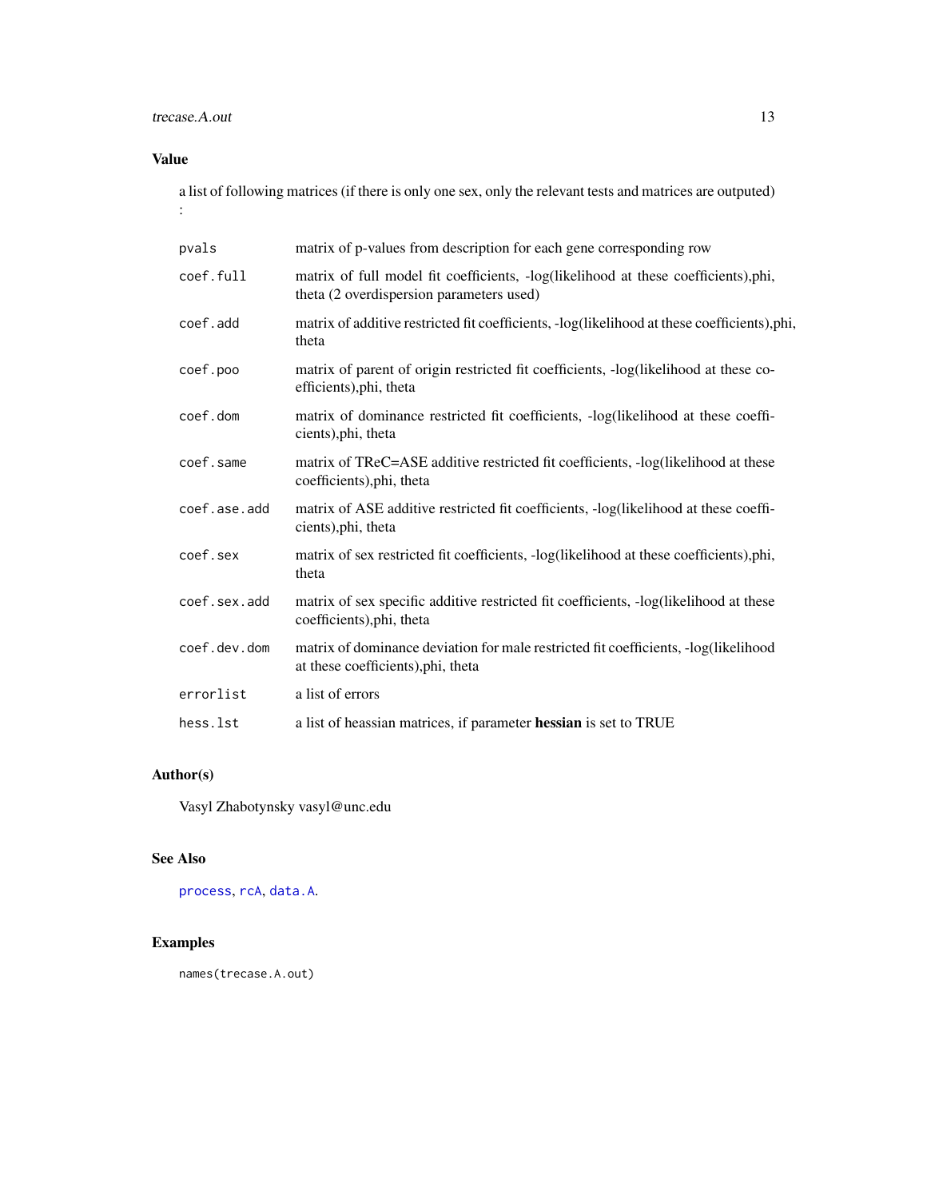## Value

a list of following matrices (if there is only one sex, only the relevant tests and matrices are outputed) :

| | |
|---|---|
| `pvals` | matrix of p-values from description for each gene corresponding row |
| `coef.full` | matrix of full model fit coefficients, -log(likelihood at these coefficients),phi, theta (2 overdispersion parameters used) |
| `coef.add` | matrix of additive restricted fit coefficients, -log(likelihood at these coefficients),phi, theta |
| `coef.poo` | matrix of parent of origin restricted fit coefficients, -log(likelihood at these coefficients),phi, theta |
| `coef.dom` | matrix of dominance restricted fit coefficients, -log(likelihood at these coefficients),phi, theta |
| `coef.same` | matrix of TReC=ASE additive restricted fit coefficients, -log(likelihood at these coefficients),phi, theta |
| `coef.ase.add` | matrix of ASE additive restricted fit coefficients, -log(likelihood at these coefficients),phi, theta |
| `coef.sex` | matrix of sex restricted fit coefficients, -log(likelihood at these coefficients),phi, theta |
| `coef.sex.add` | matrix of sex specific additive restricted fit coefficients, -log(likelihood at these coefficients),phi, theta |
| `coef.dev.dom` | matrix of dominance deviation for male restricted fit coefficients, -log(likelihood at these coefficients),phi, theta |
| `errorlist` | a list of errors |
| `hess.lst` | a list of heassian matrices, if parameter **hessian** is set to TRUE |

## Author(s)

Vasyl Zhabotynsky vasyl@unc.edu

## See Also

`process`, `rcA`, `data.A`.

## Examples

```
names(trecase.A.out)
```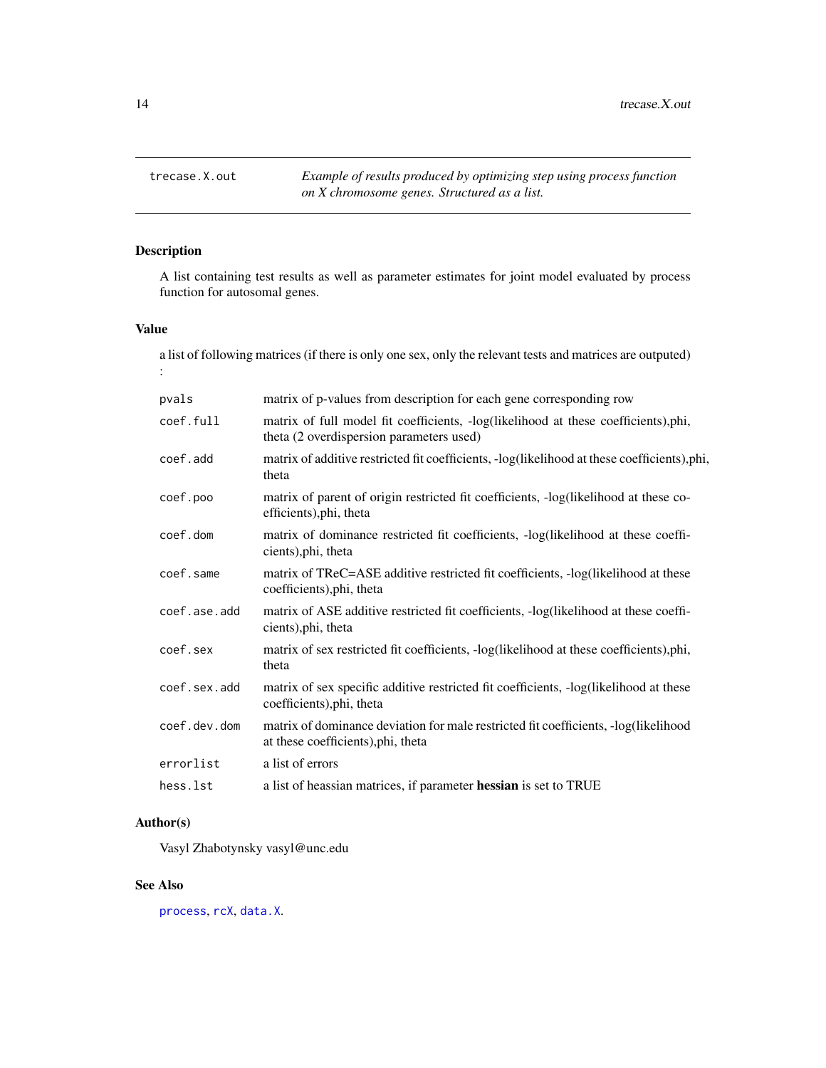`trecase.X.out` — *Example of results produced by optimizing step using process function on X chromosome genes. Structured as a list.*

## Description

A list containing test results as well as parameter estimates for joint model evaluated by process function for autosomal genes.

## Value

a list of following matrices (if there is only one sex, only the relevant tests and matrices are outputed) :

| | |
|---|---|
| `pvals` | matrix of p-values from description for each gene corresponding row |
| `coef.full` | matrix of full model fit coefficients, -log(likelihood at these coefficients),phi, theta (2 overdispersion parameters used) |
| `coef.add` | matrix of additive restricted fit coefficients, -log(likelihood at these coefficients),phi, theta |
| `coef.poo` | matrix of parent of origin restricted fit coefficients, -log(likelihood at these coefficients),phi, theta |
| `coef.dom` | matrix of dominance restricted fit coefficients, -log(likelihood at these coefficients),phi, theta |
| `coef.same` | matrix of TReC=ASE additive restricted fit coefficients, -log(likelihood at these coefficients),phi, theta |
| `coef.ase.add` | matrix of ASE additive restricted fit coefficients, -log(likelihood at these coefficients),phi, theta |
| `coef.sex` | matrix of sex restricted fit coefficients, -log(likelihood at these coefficients),phi, theta |
| `coef.sex.add` | matrix of sex specific additive restricted fit coefficients, -log(likelihood at these coefficients),phi, theta |
| `coef.dev.dom` | matrix of dominance deviation for male restricted fit coefficients, -log(likelihood at these coefficients),phi, theta |
| `errorlist` | a list of errors |
| `hess.lst` | a list of heassian matrices, if parameter **hessian** is set to TRUE |

## Author(s)

Vasyl Zhabotynsky vasyl@unc.edu

## See Also

`process`, `rcX`, `data.X`.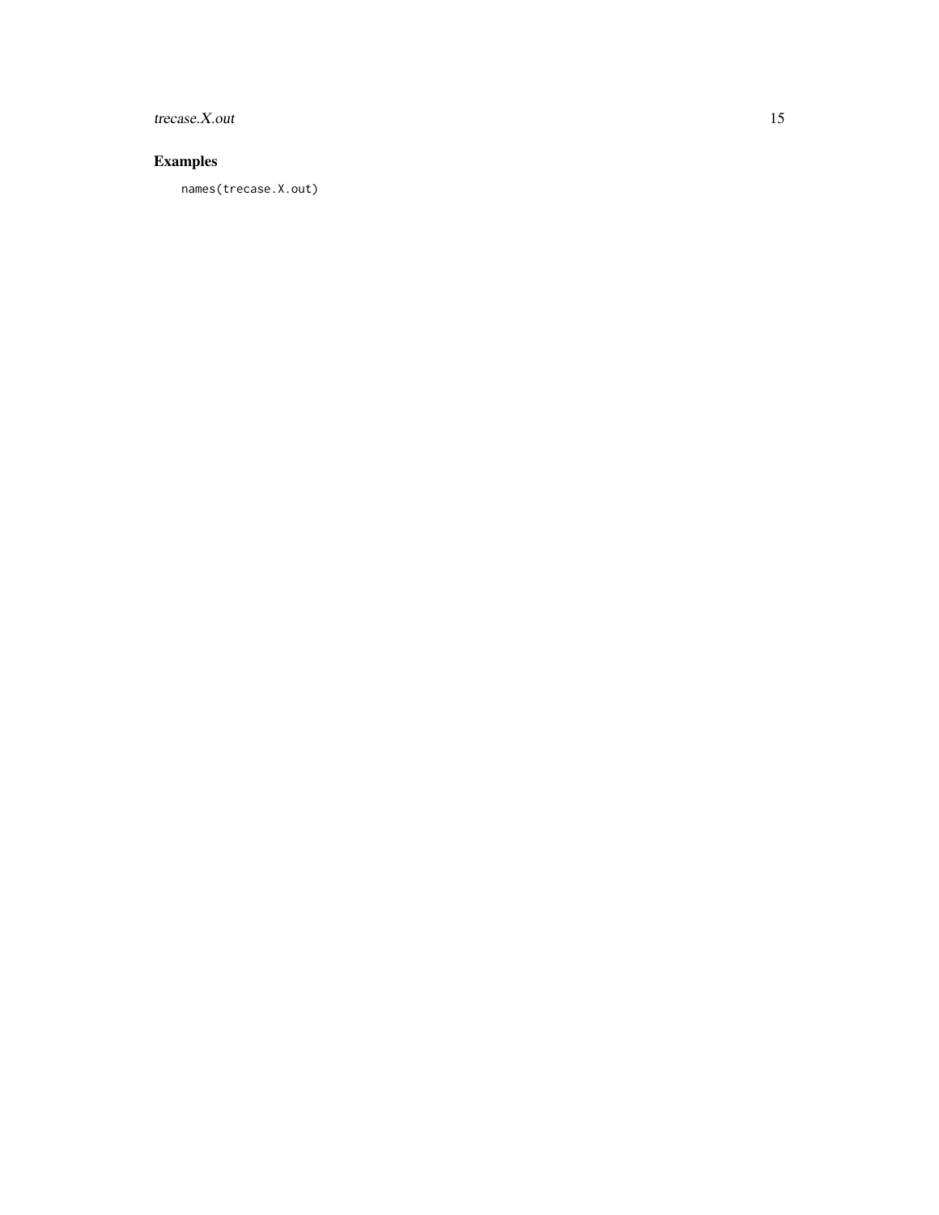## Examples

```
names(trecase.X.out)
```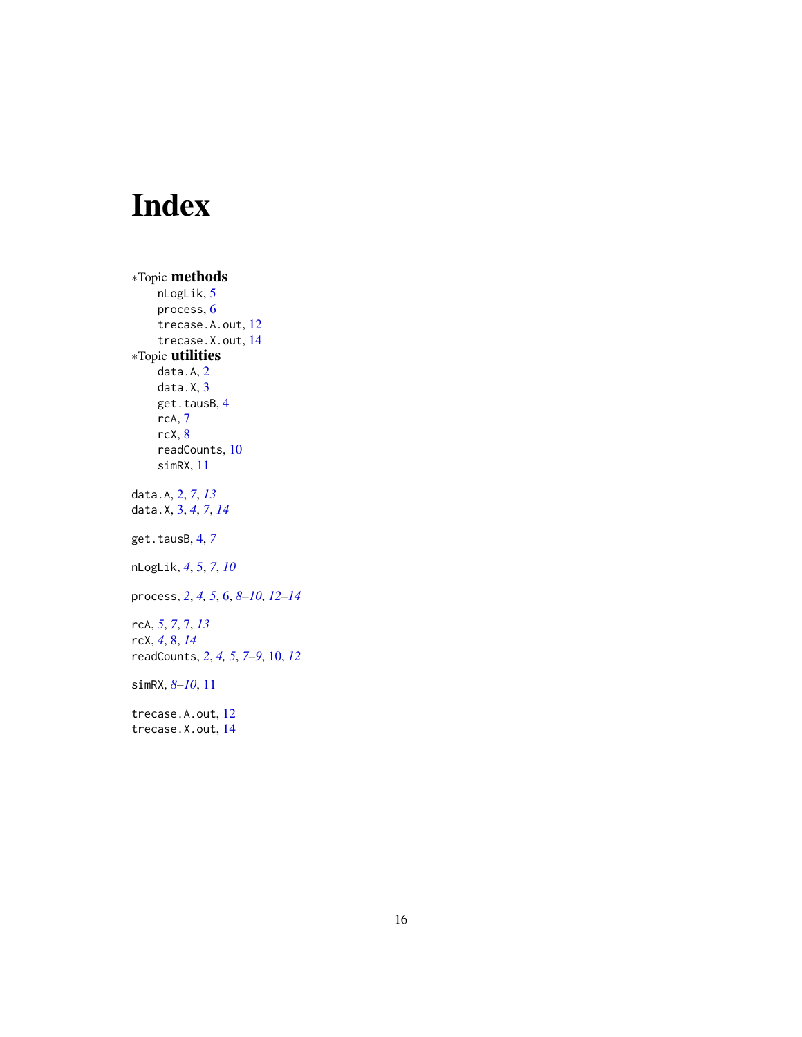# Index

*Topic **methods**
- nLogLik, 5
- process, 6
- trecase.A.out, 12
- trecase.X.out, 14

*Topic **utilities**
- data.A, 2
- data.X, 3
- get.tausB, 4
- rcA, 7
- rcX, 8
- readCounts, 10
- simRX, 11

data.A, 2, *7*, *13*
data.X, 3, *4*, *7*, *14*

get.tausB, 4, *7*

nLogLik, *4*, 5, *7*, *10*

process, *2*, *4, 5*, 6, *8–10*, *12–14*

rcA, *5*, *7*, 7, *13*
rcX, *4*, 8, *14*
readCounts, *2*, *4, 5*, *7–9*, 10, *12*

simRX, *8–10*, 11

trecase.A.out, 12
trecase.X.out, 14